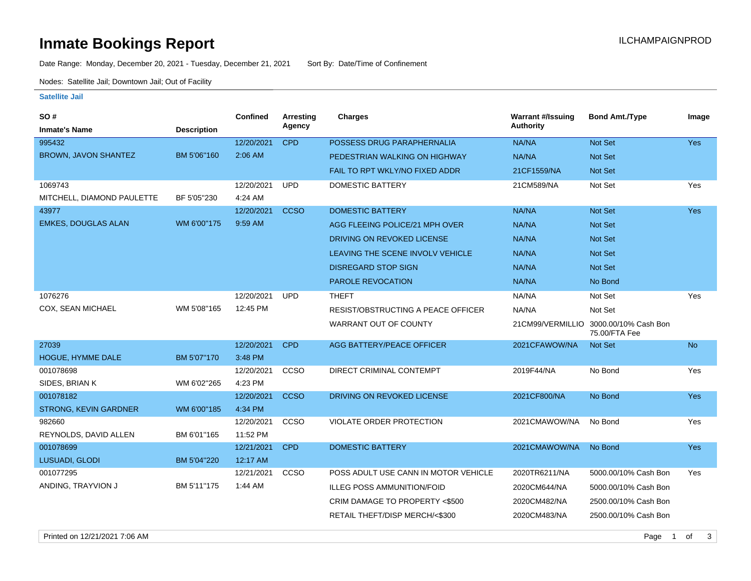# Inmate Bookings Report

ILCHAMPAIGNPROD

Date Range: Monday, December 20, 2021 - Tuesday, December 21, 2021 Sort By: Date/Time of Confinement

Nodes: Satellite Jail; Downtown Jail; Out of Facility

## Satellite Jail

| SO # / Inmate's Name | Description | Confined | Arresting Agency | Charges | Warrant #/Issuing Authority | Bond Amt./Type | Image |
|---|---|---|---|---|---|---|---|
| 995432 BROWN, JAVON SHANTEZ | BM 5'06''160 | 12/20/2021 2:06 AM | CPD | POSSESS DRUG PARAPHERNALIA | NA/NA | Not Set | Yes |
| | | | | PEDESTRIAN WALKING ON HIGHWAY | NA/NA | Not Set | |
| | | | | FAIL TO RPT WKLY/NO FIXED ADDR | 21CF1559/NA | Not Set | |
| 1069743 MITCHELL, DIAMOND PAULETTE | BF 5'05''230 | 12/20/2021 4:24 AM | UPD | DOMESTIC BATTERY | 21CM589/NA | Not Set | Yes |
| 43977 EMKES, DOUGLAS ALAN | WM 6'00''175 | 12/20/2021 9:59 AM | CCSO | DOMESTIC BATTERY | NA/NA | Not Set | Yes |
| | | | | AGG FLEEING POLICE/21 MPH OVER | NA/NA | Not Set | |
| | | | | DRIVING ON REVOKED LICENSE | NA/NA | Not Set | |
| | | | | LEAVING THE SCENE INVOLV VEHICLE | NA/NA | Not Set | |
| | | | | DISREGARD STOP SIGN | NA/NA | Not Set | |
| | | | | PAROLE REVOCATION | NA/NA | No Bond | |
| 1076276 COX, SEAN MICHAEL | WM 5'08''165 | 12/20/2021 12:45 PM | UPD | THEFT | NA/NA | Not Set | Yes |
| | | | | RESIST/OBSTRUCTING A PEACE OFFICER | NA/NA | Not Set | |
| | | | | WARRANT OUT OF COUNTY | 21CM99/VERMILLIO | 3000.00/10% Cash Bon 75.00/FTA Fee | |
| 27039 HOGUE, HYMME DALE | BM 5'07''170 | 12/20/2021 3:48 PM | CPD | AGG BATTERY/PEACE OFFICER | 2021CFAWOW/NA | Not Set | No |
| 001078698 SIDES, BRIAN K | WM 6'02''265 | 12/20/2021 4:23 PM | CCSO | DIRECT CRIMINAL CONTEMPT | 2019F44/NA | No Bond | Yes |
| 001078182 STRONG, KEVIN GARDNER | WM 6'00''185 | 12/20/2021 4:34 PM | CCSO | DRIVING ON REVOKED LICENSE | 2021CF800/NA | No Bond | Yes |
| 982660 REYNOLDS, DAVID ALLEN | BM 6'01''165 | 12/20/2021 11:52 PM | CCSO | VIOLATE ORDER PROTECTION | 2021CMAWOW/NA | No Bond | Yes |
| 001078699 LUSUADI, GLODI | BM 5'04''220 | 12/21/2021 12:17 AM | CPD | DOMESTIC BATTERY | 2021CMAWOW/NA | No Bond | Yes |
| 001077295 ANDING, TRAYVION J | BM 5'11''175 | 12/21/2021 1:44 AM | CCSO | POSS ADULT USE CANN IN MOTOR VEHICLE | 2020TR6211/NA | 5000.00/10% Cash Bon | Yes |
| | | | | ILLEG POSS AMMUNITION/FOID | 2020CM644/NA | 5000.00/10% Cash Bon | |
| | | | | CRIM DAMAGE TO PROPERTY <$500 | 2020CM482/NA | 2500.00/10% Cash Bon | |
| | | | | RETAIL THEFT/DISP MERCH/<$300 | 2020CM483/NA | 2500.00/10% Cash Bon | |

Printed on 12/21/2021 7:06 AM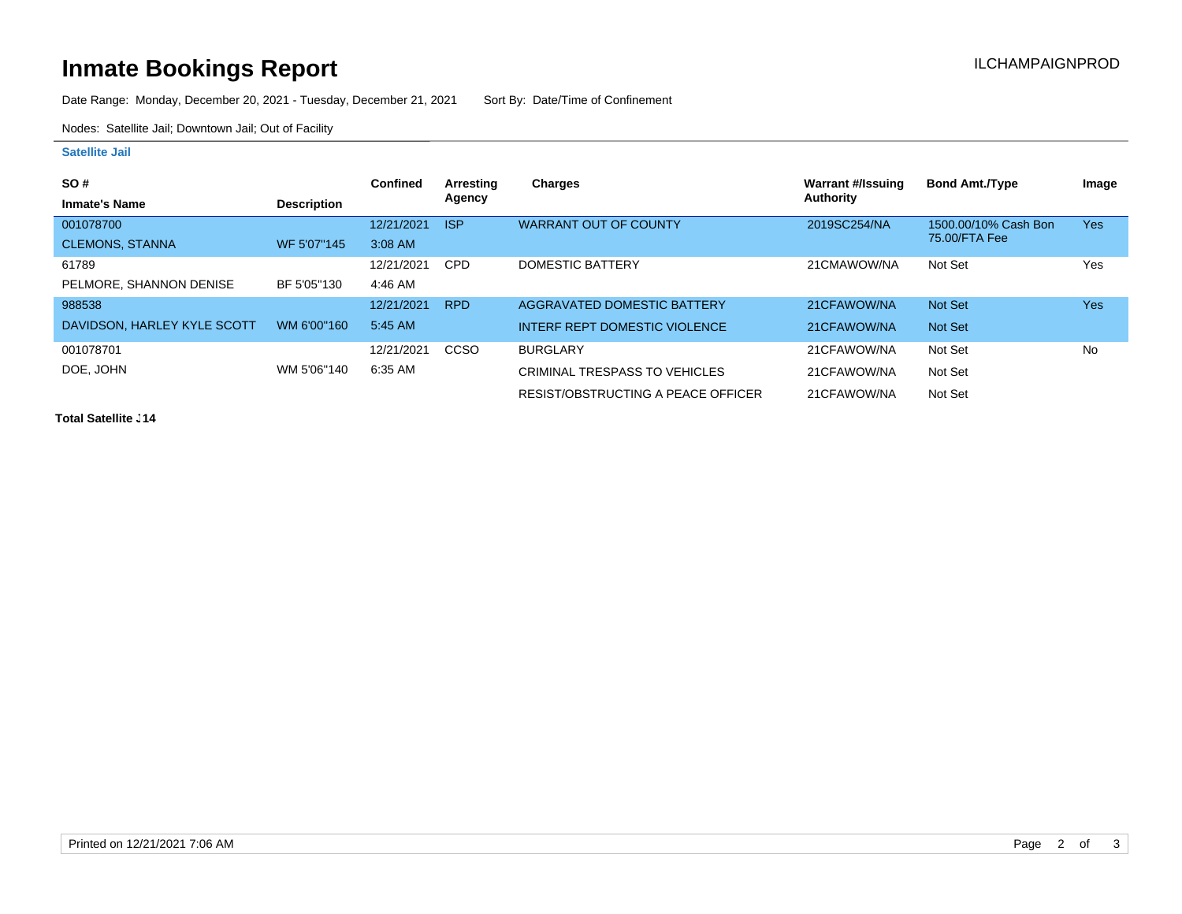# Inmate Bookings Report

ILCHAMPAIGNPROD

Date Range: Monday, December 20, 2021 - Tuesday, December 21, 2021 Sort By: Date/Time of Confinement

Nodes: Satellite Jail; Downtown Jail; Out of Facility

### Satellite Jail

| SO # / Inmate's Name | Description | Confined | Arresting Agency | Charges | Warrant #/Issuing Authority | Bond Amt./Type | Image |
|---|---|---|---|---|---|---|---|
| 001078700 CLEMONS, STANNA | WF 5'07"145 | 12/21/2021 3:08 AM | ISP | WARRANT OUT OF COUNTY | 2019SC254/NA | 1500.00/10% Cash Bon 75.00/FTA Fee | Yes |
| 61789 PELMORE, SHANNON DENISE | BF 5'05"130 | 12/21/2021 4:46 AM | CPD | DOMESTIC BATTERY | 21CMAWOW/NA | Not Set | Yes |
| 988538 DAVIDSON, HARLEY KYLE SCOTT | WM 6'00"160 | 12/21/2021 5:45 AM | RPD | AGGRAVATED DOMESTIC BATTERY | 21CFAWOW/NA | Not Set | Yes |
| | | | | INTERF REPT DOMESTIC VIOLENCE | 21CFAWOW/NA | Not Set | |
| 001078701 DOE, JOHN | WM 5'06"140 | 12/21/2021 6:35 AM | CCSO | BURGLARY | 21CFAWOW/NA | Not Set | No |
| | | | | CRIMINAL TRESPASS TO VEHICLES | 21CFAWOW/NA | Not Set | |
| | | | | RESIST/OBSTRUCTING A PEACE OFFICER | 21CFAWOW/NA | Not Set | |

**Total Satellite J14**

Printed on 12/21/2021 7:06 AM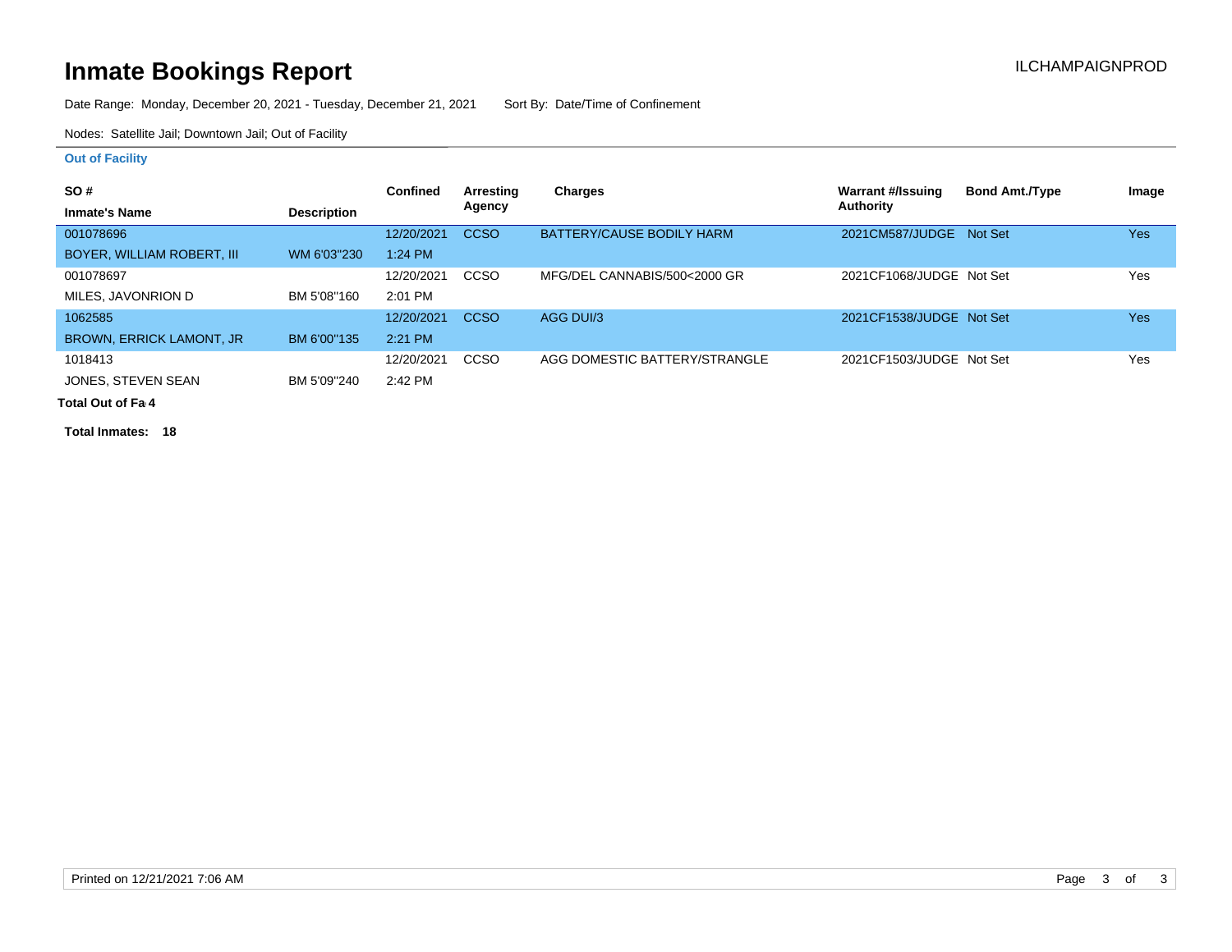# Inmate Bookings Report

ILCHAMPAIGNPROD

Date Range: Monday, December 20, 2021 - Tuesday, December 21, 2021 Sort By: Date/Time of Confinement

Nodes: Satellite Jail; Downtown Jail; Out of Facility

### Out of Facility

| SO # / Inmate's Name | Description | Confined | Arresting Agency | Charges | Warrant #/Issuing Authority | Bond Amt./Type | Image |
|---|---|---|---|---|---|---|---|
| 001078696<br>BOYER, WILLIAM ROBERT, III | WM 6'03"230 | 12/20/2021<br>1:24 PM | CCSO | BATTERY/CAUSE BODILY HARM | 2021CM587/JUDGE | Not Set | Yes |
| 001078697<br>MILES, JAVONRION D | BM 5'08"160 | 12/20/2021<br>2:01 PM | CCSO | MFG/DEL CANNABIS/500<2000 GR | 2021CF1068/JUDGE | Not Set | Yes |
| 1062585<br>BROWN, ERRICK LAMONT, JR | BM 6'00"135 | 12/20/2021<br>2:21 PM | CCSO | AGG DUI/3 | 2021CF1538/JUDGE | Not Set | Yes |
| 1018413<br>JONES, STEVEN SEAN | BM 5'09"240 | 12/20/2021<br>2:42 PM | CCSO | AGG DOMESTIC BATTERY/STRANGLE | 2021CF1503/JUDGE | Not Set | Yes |

**Total Out of Fa 4**

**Total Inmates: 18**

Printed on 12/21/2021 7:06 AM